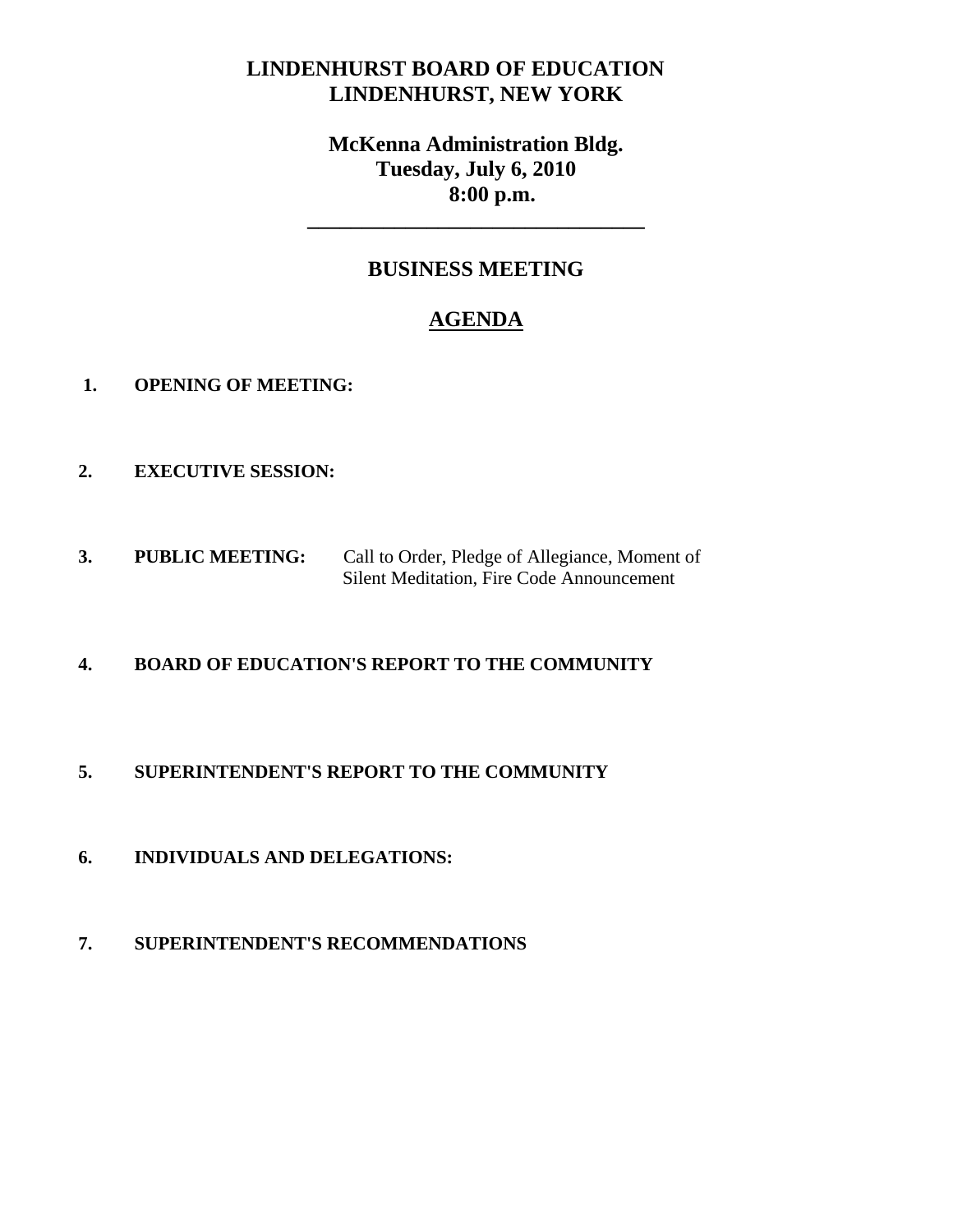# LINDENHURST BOARD OF EDUCATION
# LINDENHURST, NEW YORK

**McKenna Administration Bldg.**
**Tuesday, July 6, 2010**
**8:00 p.m.**

---

## BUSINESS MEETING

## AGENDA

1. **OPENING OF MEETING:**

2. **EXECUTIVE SESSION:**

3. **PUBLIC MEETING:** Call to Order, Pledge of Allegiance, Moment of Silent Meditation, Fire Code Announcement

4. **BOARD OF EDUCATION'S REPORT TO THE COMMUNITY**

5. **SUPERINTENDENT'S REPORT TO THE COMMUNITY**

6. **INDIVIDUALS AND DELEGATIONS:**

7. **SUPERINTENDENT'S RECOMMENDATIONS**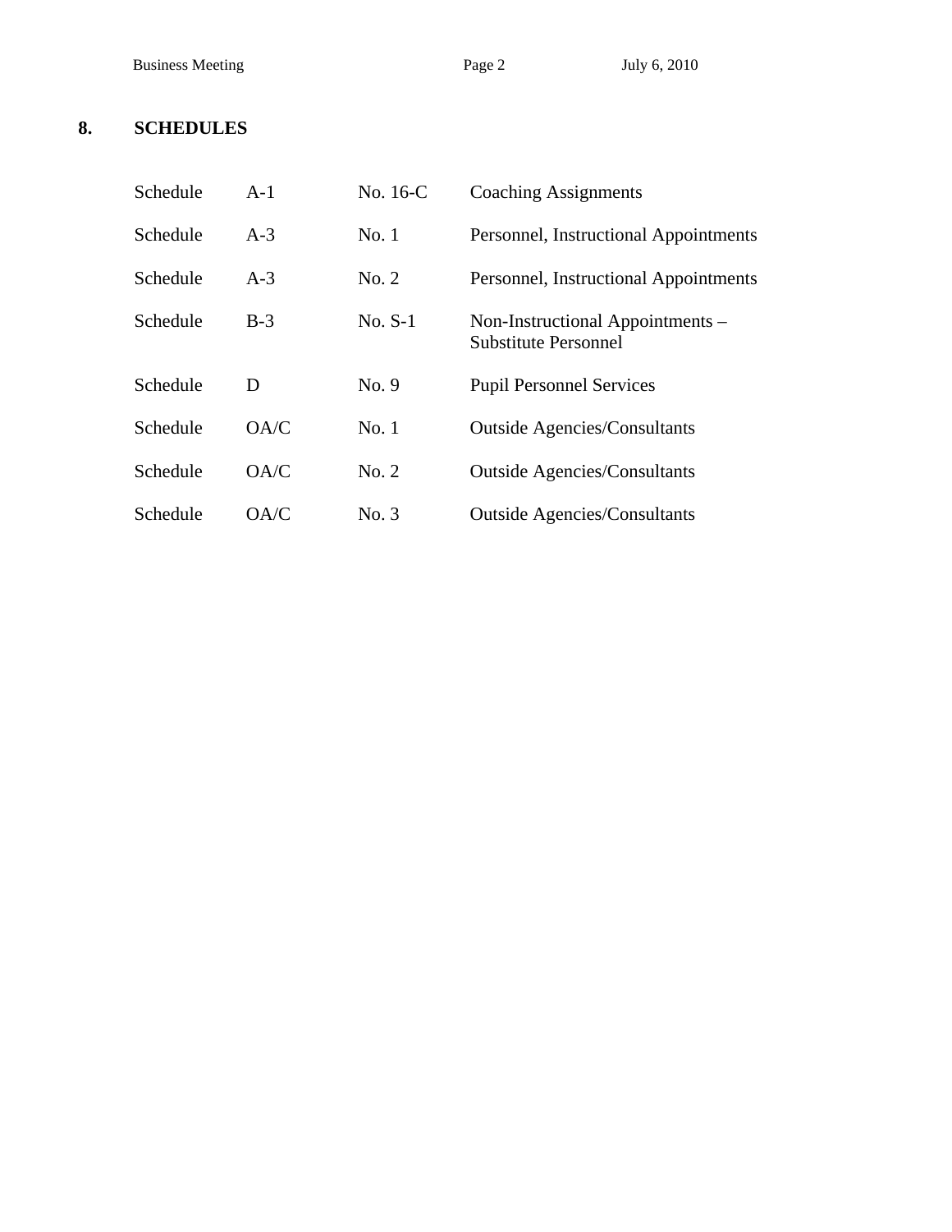## 8. SCHEDULES

| | | | |
|---|---|---|---|
| Schedule | A-1 | No. 16-C | Coaching Assignments |
| Schedule | A-3 | No. 1 | Personnel, Instructional Appointments |
| Schedule | A-3 | No. 2 | Personnel, Instructional Appointments |
| Schedule | B-3 | No. S-1 | Non-Instructional Appointments – Substitute Personnel |
| Schedule | D | No. 9 | Pupil Personnel Services |
| Schedule | OA/C | No. 1 | Outside Agencies/Consultants |
| Schedule | OA/C | No. 2 | Outside Agencies/Consultants |
| Schedule | OA/C | No. 3 | Outside Agencies/Consultants |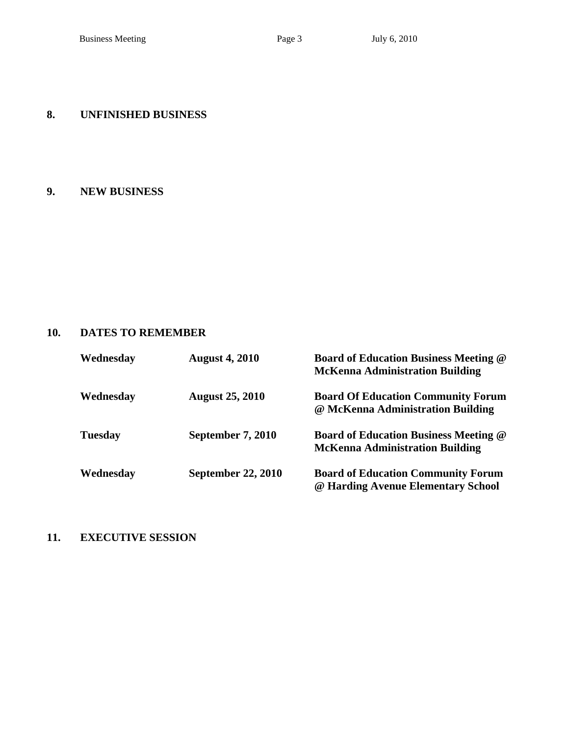## 8. UNFINISHED BUSINESS

## 9. NEW BUSINESS

## 10. DATES TO REMEMBER

| | | |
|---|---|---|
| **Wednesday** | **August 4, 2010** | **Board of Education Business Meeting @ McKenna Administration Building** |
| **Wednesday** | **August 25, 2010** | **Board Of Education Community Forum @ McKenna Administration Building** |
| **Tuesday** | **September 7, 2010** | **Board of Education Business Meeting @ McKenna Administration Building** |
| **Wednesday** | **September 22, 2010** | **Board of Education Community Forum @ Harding Avenue Elementary School** |

## 11. EXECUTIVE SESSION